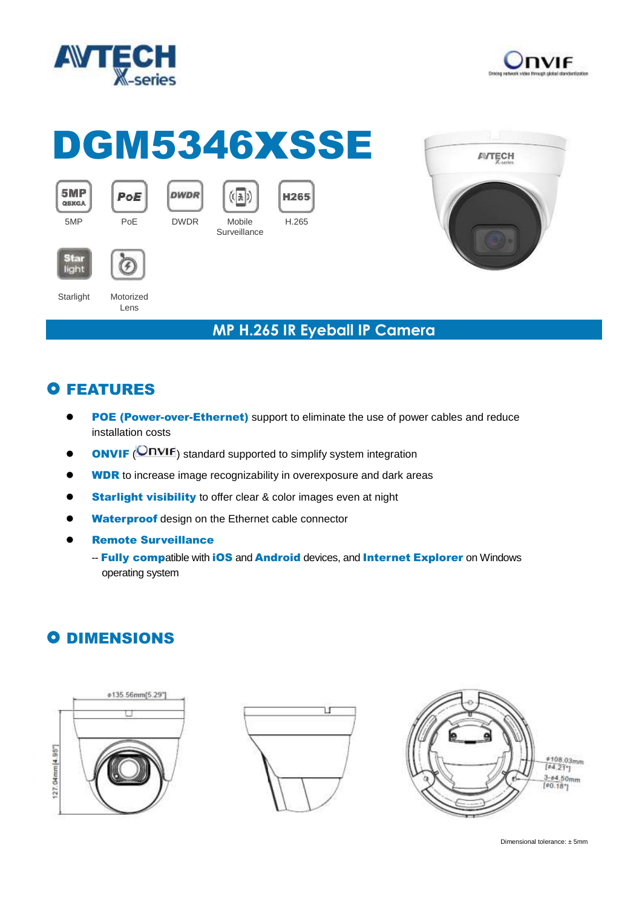# DGM5346XSSE

5MP

PoE

DWDR

Mobile Surveillance

H.265

Starlight

Motorized Lens

## MP H.265 IR Eyeball IP Camera

## FEATURES

- **POE (Power-over-Ethernet)** support to eliminate the use of power cables and reduce installation costs
- **ONVIF** (ONVIF) standard supported to simplify system integration
- **WDR** to increase image recognizability in overexposure and dark areas
- **Starlight visibility** to offer clear & color images even at night
- **Waterproof** design on the Ethernet cable connector
- **Remote Surveillance**
  -- **Fully compa**tible with **iOS** and **Android** devices, and **Internet Explorer** on Windows operating system

## DIMENSIONS

ø135.56mm[5.29"]

127.04mm[4.95"]

ø108.03mm [ø4.21"]

3-ø4.50mm [ø0.18"]

Dimensional tolerance: ± 5mm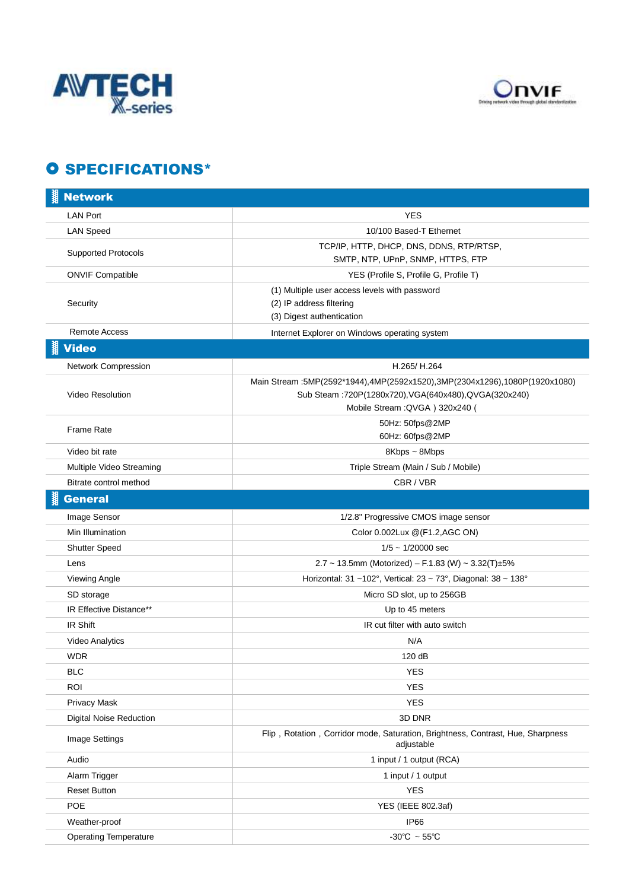AVTECH X-series

# SPECIFICATIONS*

| Network | |
|---|---|
| LAN Port | YES |
| LAN Speed | 10/100 Based-T Ethernet |
| Supported Protocols | TCP/IP, HTTP, DHCP, DNS, DDNS, RTP/RTSP, SMTP, NTP, UPnP, SNMP, HTTPS, FTP |
| ONVIF Compatible | YES (Profile S, Profile G, Profile T) |
| Security | (1) Multiple user access levels with password<br>(2) IP address filtering<br>(3) Digest authentication |
| Remote Access | Internet Explorer on Windows operating system |
| **Video** | |
| Network Compression | H.265/ H.264 |
| Video Resolution | Main Stream :5MP(2592*1944),4MP(2592x1520),3MP(2304x1296),1080P(1920x1080)<br>Sub Steam :720P(1280x720),VGA(640x480),QVGA(320x240)<br>Mobile Stream :QVGA ) 320x240 ( |
| Frame Rate | 50Hz: 50fps@2MP<br>60Hz: 60fps@2MP |
| Video bit rate | 8Kbps ~ 8Mbps |
| Multiple Video Streaming | Triple Stream (Main / Sub / Mobile) |
| Bitrate control method | CBR / VBR |
| **General** | |
| Image Sensor | 1/2.8" Progressive CMOS image sensor |
| Min Illumination | Color 0.002Lux @(F1.2,AGC ON) |
| Shutter Speed | 1/5 ~ 1/20000 sec |
| Lens | 2.7 ~ 13.5mm (Motorized) – F.1.83 (W) ~ 3.32(T)±5% |
| Viewing Angle | Horizontal: 31 ~102°, Vertical: 23 ~ 73°, Diagonal: 38 ~ 138° |
| SD storage | Micro SD slot, up to 256GB |
| IR Effective Distance** | Up to 45 meters |
| IR Shift | IR cut filter with auto switch |
| Video Analytics | N/A |
| WDR | 120 dB |
| BLC | YES |
| ROI | YES |
| Privacy Mask | YES |
| Digital Noise Reduction | 3D DNR |
| Image Settings | Flip，Rotation，Corridor mode, Saturation, Brightness, Contrast, Hue, Sharpness adjustable |
| Audio | 1 input / 1 output (RCA) |
| Alarm Trigger | 1 input / 1 output |
| Reset Button | YES |
| POE | YES (IEEE 802.3af) |
| Weather-proof | IP66 |
| Operating Temperature | -30℃ ~ 55℃ |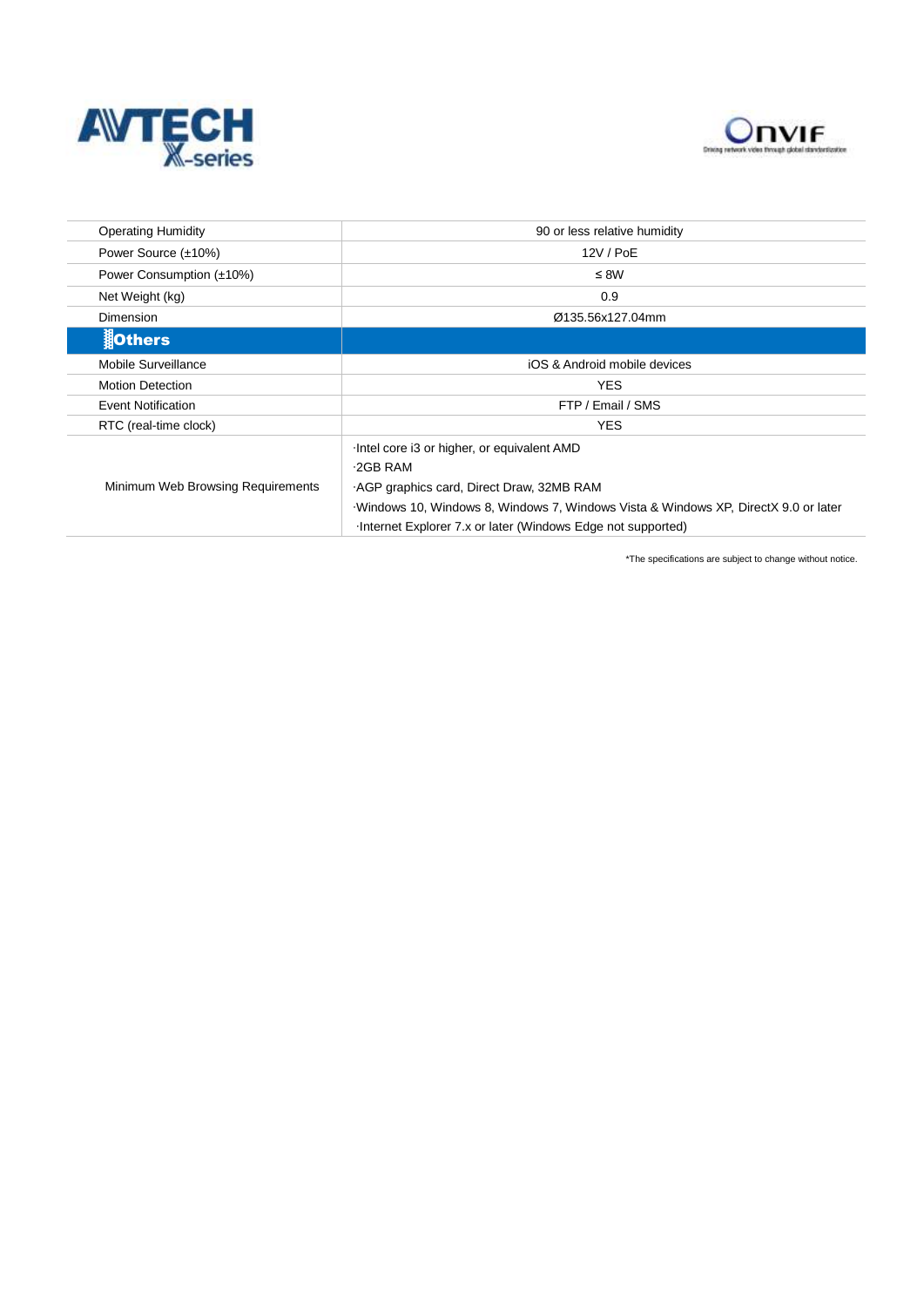| | |
|---|---|
| Operating Humidity | 90 or less relative humidity |
| Power Source (±10%) | 12V / PoE |
| Power Consumption (±10%) | ≤ 8W |
| Net Weight (kg) | 0.9 |
| Dimension | Ø135.56x127.04mm |
| **Others** | |
| Mobile Surveillance | iOS & Android mobile devices |
| Motion Detection | YES |
| Event Notification | FTP / Email / SMS |
| RTC (real-time clock) | YES |
| Minimum Web Browsing Requirements | ·Intel core i3 or higher, or equivalent AMD<br>·2GB RAM<br>·AGP graphics card, Direct Draw, 32MB RAM<br>·Windows 10, Windows 8, Windows 7, Windows Vista & Windows XP, DirectX 9.0 or later<br>·Internet Explorer 7.x or later (Windows Edge not supported) |

*The specifications are subject to change without notice.